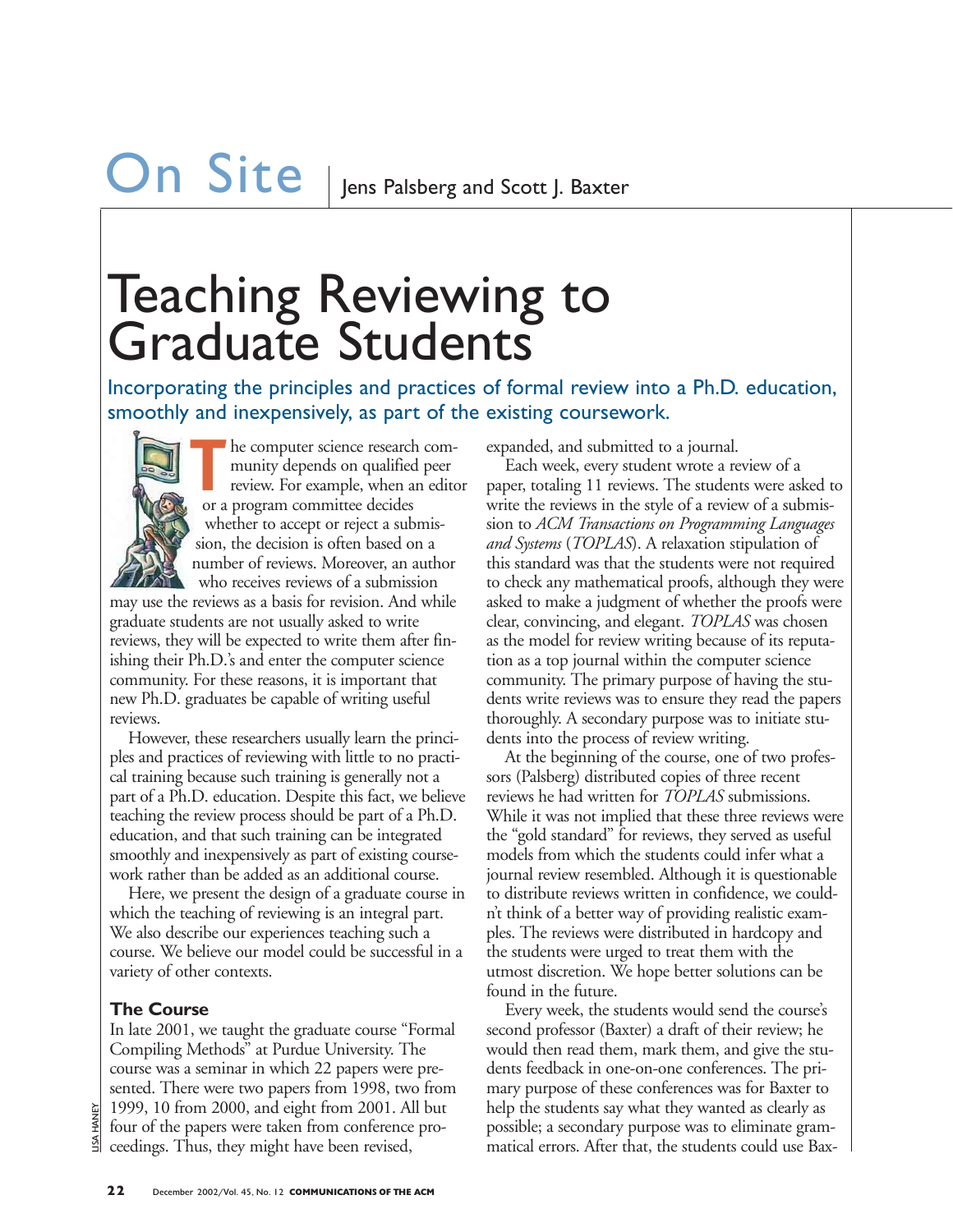On Site | Jens Palsberg and Scott J. Baxter

# Teaching Reviewing to Graduate Students

Incorporating the principles and practices of formal review into a Ph.D. education, smoothly and inexpensively, as part of the existing coursework.

The computer science research community depends on qualified peer review. For example, when an editor or a program committee decides whether to accept or reject a submission, the decision is often based on a number of reviews. Moreover, an author who receives reviews of a submission may use the reviews as a basis for revision. And while graduate students are not usually asked to write reviews, they will be expected to write them after finishing their Ph.D.'s and enter the computer science community. For these reasons, it is important that new Ph.D. graduates be capable of writing useful reviews.

However, these researchers usually learn the principles and practices of reviewing with little to no practical training because such training is generally not a part of a Ph.D. education. Despite this fact, we believe teaching the review process should be part of a Ph.D. education, and that such training can be integrated smoothly and inexpensively as part of existing coursework rather than be added as an additional course.

Here, we present the design of a graduate course in which the teaching of reviewing is an integral part. We also describe our experiences teaching such a course. We believe our model could be successful in a variety of other contexts.

### The Course

In late 2001, we taught the graduate course "Formal Compiling Methods" at Purdue University. The course was a seminar in which 22 papers were presented. There were two papers from 1998, two from 1999, 10 from 2000, and eight from 2001. All but four of the papers were taken from conference proceedings. Thus, they might have been revised, expanded, and submitted to a journal.

Each week, every student wrote a review of a paper, totaling 11 reviews. The students were asked to write the reviews in the style of a review of a submission to *ACM Transactions on Programming Languages and Systems* (*TOPLAS*). A relaxation stipulation of this standard was that the students were not required to check any mathematical proofs, although they were asked to make a judgment of whether the proofs were clear, convincing, and elegant. *TOPLAS* was chosen as the model for review writing because of its reputation as a top journal within the computer science community. The primary purpose of having the students write reviews was to ensure they read the papers thoroughly. A secondary purpose was to initiate students into the process of review writing.

At the beginning of the course, one of two professors (Palsberg) distributed copies of three recent reviews he had written for *TOPLAS* submissions. While it was not implied that these three reviews were the "gold standard" for reviews, they served as useful models from which the students could infer what a journal review resembled. Although it is questionable to distribute reviews written in confidence, we couldn't think of a better way of providing realistic examples. The reviews were distributed in hardcopy and the students were urged to treat them with the utmost discretion. We hope better solutions can be found in the future.

Every week, the students would send the course's second professor (Baxter) a draft of their review; he would then read them, mark them, and give the students feedback in one-on-one conferences. The primary purpose of these conferences was for Baxter to help the students say what they wanted as clearly as possible; a secondary purpose was to eliminate grammatical errors. After that, the students could use Bax-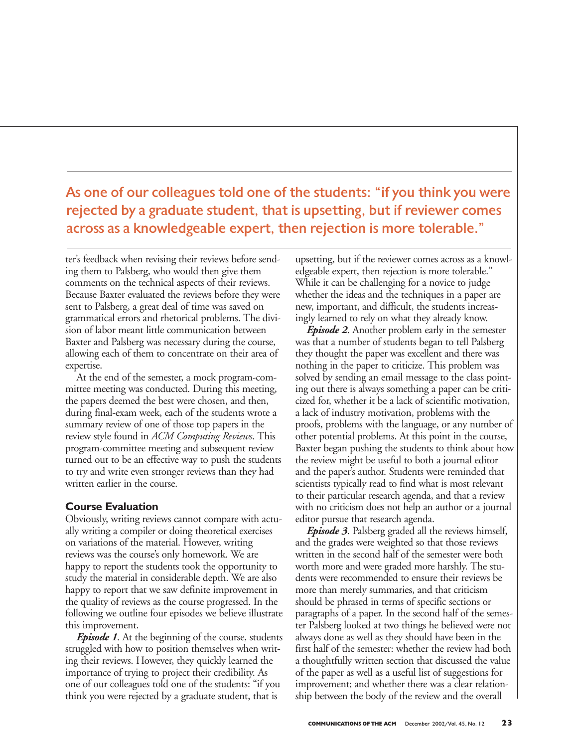> As one of our colleagues told one of the students: "if you think you were rejected by a graduate student, that is upsetting, but if reviewer comes across as a knowledgeable expert, then rejection is more tolerable."

ter's feedback when revising their reviews before sending them to Palsberg, who would then give them comments on the technical aspects of their reviews. Because Baxter evaluated the reviews before they were sent to Palsberg, a great deal of time was saved on grammatical errors and rhetorical problems. The division of labor meant little communication between Baxter and Palsberg was necessary during the course, allowing each of them to concentrate on their area of expertise.

At the end of the semester, a mock program-committee meeting was conducted. During this meeting, the papers deemed the best were chosen, and then, during final-exam week, each of the students wrote a summary review of one of those top papers in the review style found in *ACM Computing Reviews*. This program-committee meeting and subsequent review turned out to be an effective way to push the students to try and write even stronger reviews than they had written earlier in the course.

### Course Evaluation

Obviously, writing reviews cannot compare with actually writing a compiler or doing theoretical exercises on variations of the material. However, writing reviews was the course's only homework. We are happy to report the students took the opportunity to study the material in considerable depth. We are also happy to report that we saw definite improvement in the quality of reviews as the course progressed. In the following we outline four episodes we believe illustrate this improvement.

***Episode 1***. At the beginning of the course, students struggled with how to position themselves when writing their reviews. However, they quickly learned the importance of trying to project their credibility. As one of our colleagues told one of the students: "if you think you were rejected by a graduate student, that is upsetting, but if the reviewer comes across as a knowledgeable expert, then rejection is more tolerable." While it can be challenging for a novice to judge whether the ideas and the techniques in a paper are new, important, and difficult, the students increasingly learned to rely on what they already know.

***Episode 2***. Another problem early in the semester was that a number of students began to tell Palsberg they thought the paper was excellent and there was nothing in the paper to criticize. This problem was solved by sending an email message to the class pointing out there is always something a paper can be criticized for, whether it be a lack of scientific motivation, a lack of industry motivation, problems with the proofs, problems with the language, or any number of other potential problems. At this point in the course, Baxter began pushing the students to think about how the review might be useful to both a journal editor and the paper's author. Students were reminded that scientists typically read to find what is most relevant to their particular research agenda, and that a review with no criticism does not help an author or a journal editor pursue that research agenda.

***Episode 3***. Palsberg graded all the reviews himself, and the grades were weighted so that those reviews written in the second half of the semester were both worth more and were graded more harshly. The students were recommended to ensure their reviews be more than merely summaries, and that criticism should be phrased in terms of specific sections or paragraphs of a paper. In the second half of the semester Palsberg looked at two things he believed were not always done as well as they should have been in the first half of the semester: whether the review had both a thoughtfully written section that discussed the value of the paper as well as a useful list of suggestions for improvement; and whether there was a clear relationship between the body of the review and the overall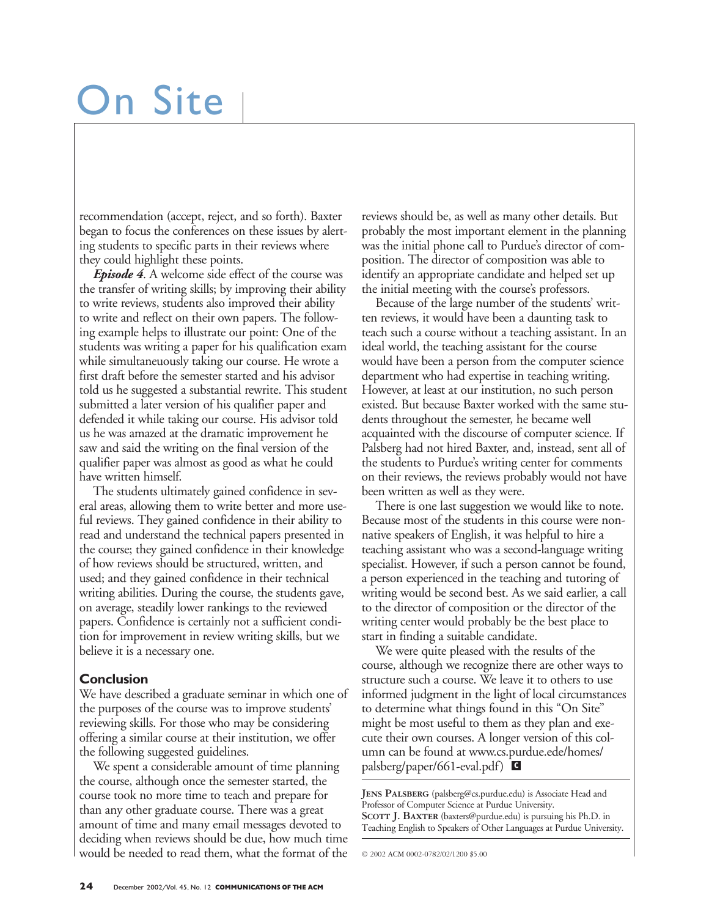recommendation (accept, reject, and so forth). Baxter began to focus the conferences on these issues by alerting students to specific parts in their reviews where they could highlight these points.

***Episode 4***. A welcome side effect of the course was the transfer of writing skills; by improving their ability to write reviews, students also improved their ability to write and reflect on their own papers. The following example helps to illustrate our point: One of the students was writing a paper for his qualification exam while simultaneously taking our course. He wrote a first draft before the semester started and his advisor told us he suggested a substantial rewrite. This student submitted a later version of his qualifier paper and defended it while taking our course. His advisor told us he was amazed at the dramatic improvement he saw and said the writing on the final version of the qualifier paper was almost as good as what he could have written himself.

The students ultimately gained confidence in several areas, allowing them to write better and more useful reviews. They gained confidence in their ability to read and understand the technical papers presented in the course; they gained confidence in their knowledge of how reviews should be structured, written, and used; and they gained confidence in their technical writing abilities. During the course, the students gave, on average, steadily lower rankings to the reviewed papers. Confidence is certainly not a sufficient condition for improvement in review writing skills, but we believe it is a necessary one.

## Conclusion

We have described a graduate seminar in which one of the purposes of the course was to improve students' reviewing skills. For those who may be considering offering a similar course at their institution, we offer the following suggested guidelines.

We spent a considerable amount of time planning the course, although once the semester started, the course took no more time to teach and prepare for than any other graduate course. There was a great amount of time and many email messages devoted to deciding when reviews should be due, how much time would be needed to read them, what the format of the reviews should be, as well as many other details. But probably the most important element in the planning was the initial phone call to Purdue's director of composition. The director of composition was able to identify an appropriate candidate and helped set up the initial meeting with the course's professors.

Because of the large number of the students' written reviews, it would have been a daunting task to teach such a course without a teaching assistant. In an ideal world, the teaching assistant for the course would have been a person from the computer science department who had expertise in teaching writing. However, at least at our institution, no such person existed. But because Baxter worked with the same students throughout the semester, he became well acquainted with the discourse of computer science. If Palsberg had not hired Baxter, and, instead, sent all of the students to Purdue's writing center for comments on their reviews, the reviews probably would not have been written as well as they were.

There is one last suggestion we would like to note. Because most of the students in this course were nonnative speakers of English, it was helpful to hire a teaching assistant who was a second-language writing specialist. However, if such a person cannot be found, a person experienced in the teaching and tutoring of writing would be second best. As we said earlier, a call to the director of composition or the director of the writing center would probably be the best place to start in finding a suitable candidate.

We were quite pleased with the results of the course, although we recognize there are other ways to structure such a course. We leave it to others to use informed judgment in the light of local circumstances to determine what things found in this "On Site" might be most useful to them as they plan and execute their own courses. A longer version of this column can be found at www.cs.purdue.ede/homes/palsberg/paper/661-eval.pdf)

**Jens Palsberg** (palsberg@cs.purdue.edu) is Associate Head and Professor of Computer Science at Purdue University.
**Scott J. Baxter** (baxters@purdue.edu) is pursuing his Ph.D. in Teaching English to Speakers of Other Languages at Purdue University.

© 2002 ACM 0002-0782/02/1200 $5.00